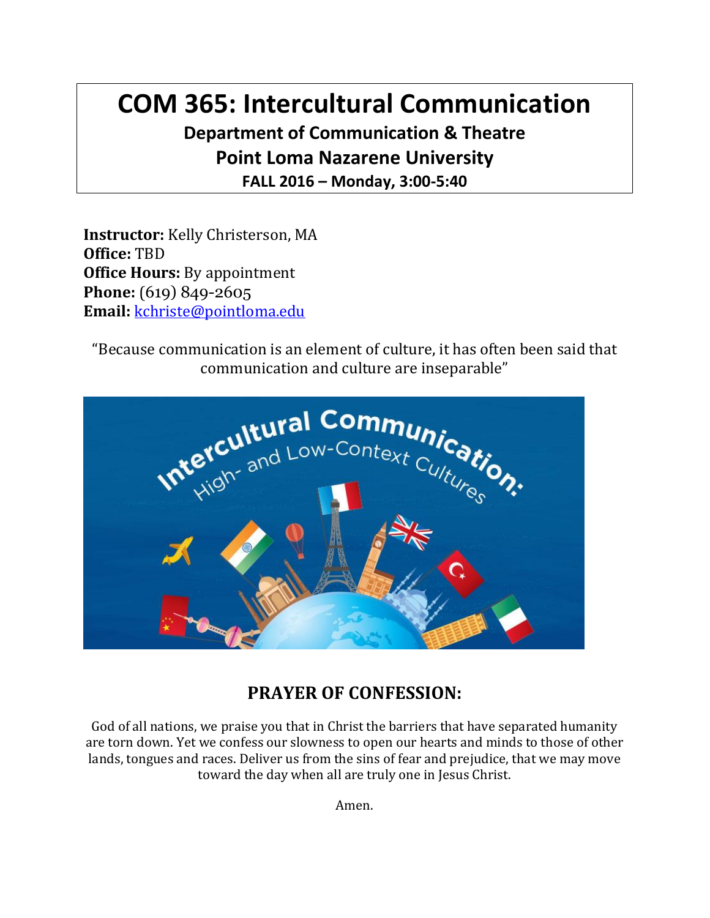# COM 365: Intercultural Communication

## Department of Communication & Theatre

## Point Loma Nazarene University

### FALL 2016 – Monday, 3:00-5:40

**Instructor:** Kelly Christerson, MA
**Office:** TBD
**Office Hours:** By appointment
**Phone:** (619) 849-2605
**Email:** kchriste@pointloma.edu

"Because communication is an element of culture, it has often been said that communication and culture are inseparable"

## PRAYER OF CONFESSION:

God of all nations, we praise you that in Christ the barriers that have separated humanity are torn down. Yet we confess our slowness to open our hearts and minds to those of other lands, tongues and races. Deliver us from the sins of fear and prejudice, that we may move toward the day when all are truly one in Jesus Christ.

Amen.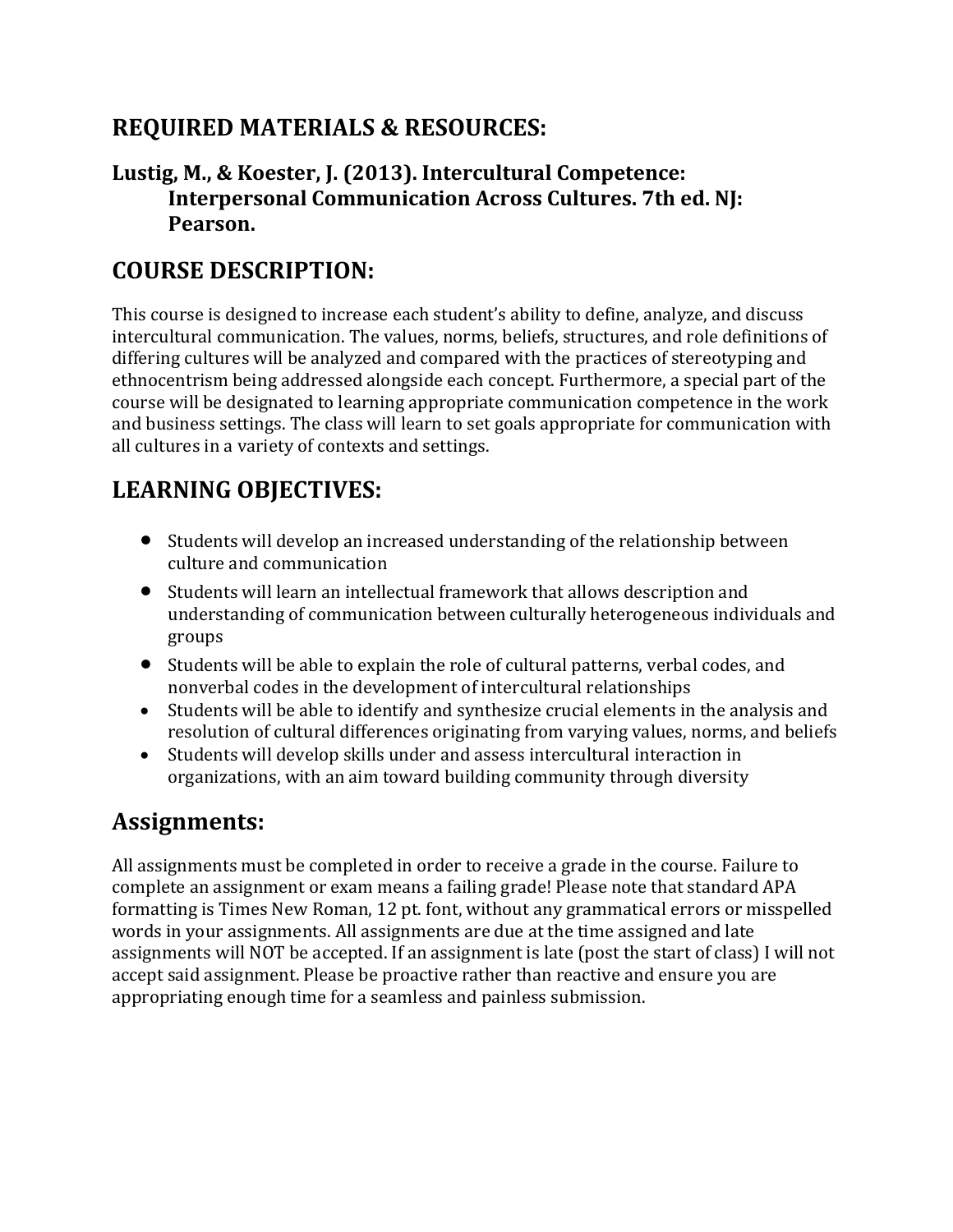## REQUIRED MATERIALS & RESOURCES:

**Lustig, M., & Koester, J. (2013). Intercultural Competence: Interpersonal Communication Across Cultures. 7th ed. NJ: Pearson.**

## COURSE DESCRIPTION:

This course is designed to increase each student's ability to define, analyze, and discuss intercultural communication. The values, norms, beliefs, structures, and role definitions of differing cultures will be analyzed and compared with the practices of stereotyping and ethnocentrism being addressed alongside each concept. Furthermore, a special part of the course will be designated to learning appropriate communication competence in the work and business settings. The class will learn to set goals appropriate for communication with all cultures in a variety of contexts and settings.

## LEARNING OBJECTIVES:

- Students will develop an increased understanding of the relationship between culture and communication
- Students will learn an intellectual framework that allows description and understanding of communication between culturally heterogeneous individuals and groups
- Students will be able to explain the role of cultural patterns, verbal codes, and nonverbal codes in the development of intercultural relationships
- Students will be able to identify and synthesize crucial elements in the analysis and resolution of cultural differences originating from varying values, norms, and beliefs
- Students will develop skills under and assess intercultural interaction in organizations, with an aim toward building community through diversity

## Assignments:

All assignments must be completed in order to receive a grade in the course. Failure to complete an assignment or exam means a failing grade! Please note that standard APA formatting is Times New Roman, 12 pt. font, without any grammatical errors or misspelled words in your assignments. All assignments are due at the time assigned and late assignments will NOT be accepted. If an assignment is late (post the start of class) I will not accept said assignment. Please be proactive rather than reactive and ensure you are appropriating enough time for a seamless and painless submission.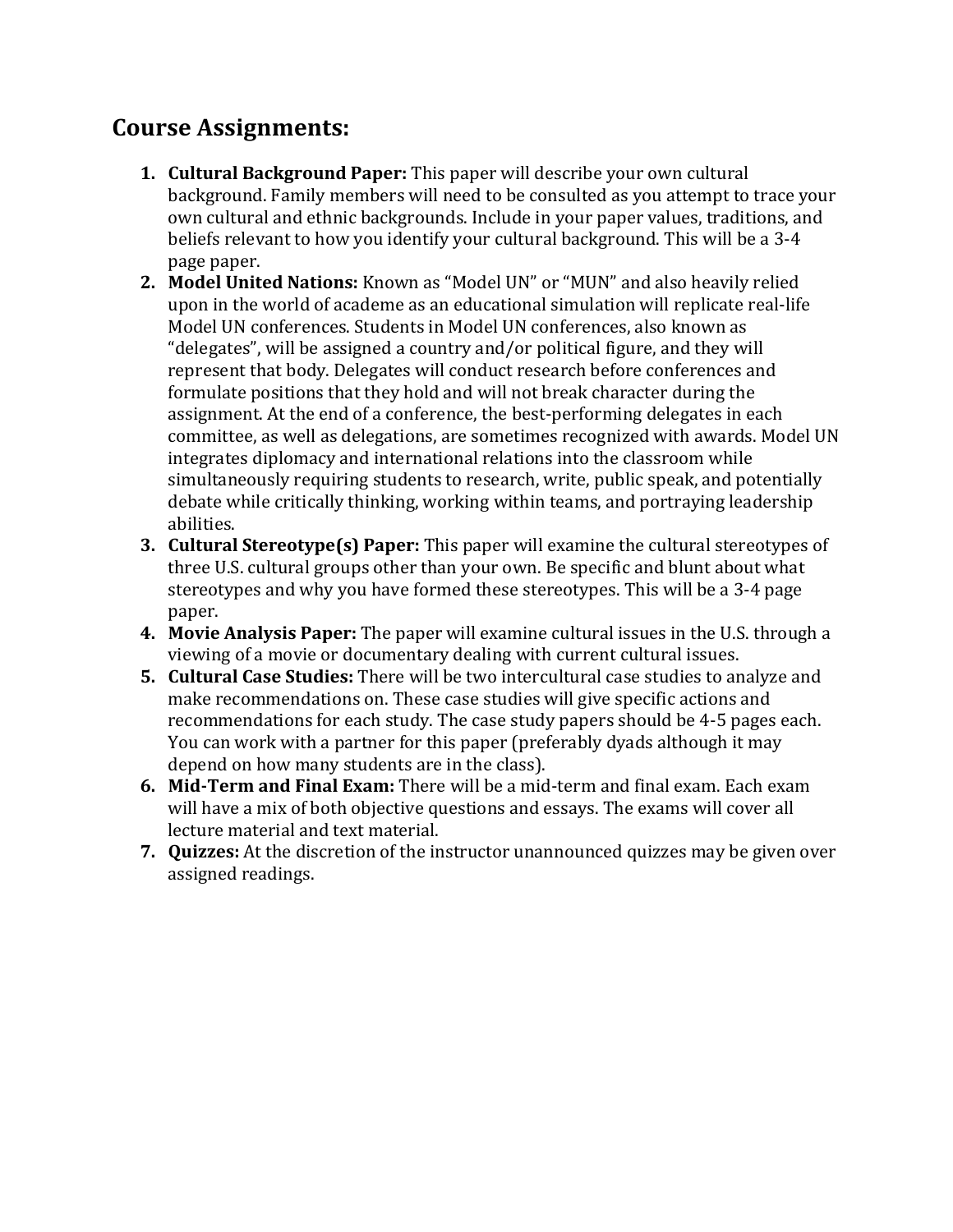## Course Assignments:

1. **Cultural Background Paper:** This paper will describe your own cultural background. Family members will need to be consulted as you attempt to trace your own cultural and ethnic backgrounds. Include in your paper values, traditions, and beliefs relevant to how you identify your cultural background. This will be a 3-4 page paper.
2. **Model United Nations:** Known as "Model UN" or "MUN" and also heavily relied upon in the world of academe as an educational simulation will replicate real-life Model UN conferences. Students in Model UN conferences, also known as "delegates", will be assigned a country and/or political figure, and they will represent that body. Delegates will conduct research before conferences and formulate positions that they hold and will not break character during the assignment. At the end of a conference, the best-performing delegates in each committee, as well as delegations, are sometimes recognized with awards. Model UN integrates diplomacy and international relations into the classroom while simultaneously requiring students to research, write, public speak, and potentially debate while critically thinking, working within teams, and portraying leadership abilities.
3. **Cultural Stereotype(s) Paper:** This paper will examine the cultural stereotypes of three U.S. cultural groups other than your own. Be specific and blunt about what stereotypes and why you have formed these stereotypes. This will be a 3-4 page paper.
4. **Movie Analysis Paper:** The paper will examine cultural issues in the U.S. through a viewing of a movie or documentary dealing with current cultural issues.
5. **Cultural Case Studies:** There will be two intercultural case studies to analyze and make recommendations on. These case studies will give specific actions and recommendations for each study. The case study papers should be 4-5 pages each. You can work with a partner for this paper (preferably dyads although it may depend on how many students are in the class).
6. **Mid-Term and Final Exam:** There will be a mid-term and final exam. Each exam will have a mix of both objective questions and essays. The exams will cover all lecture material and text material.
7. **Quizzes:** At the discretion of the instructor unannounced quizzes may be given over assigned readings.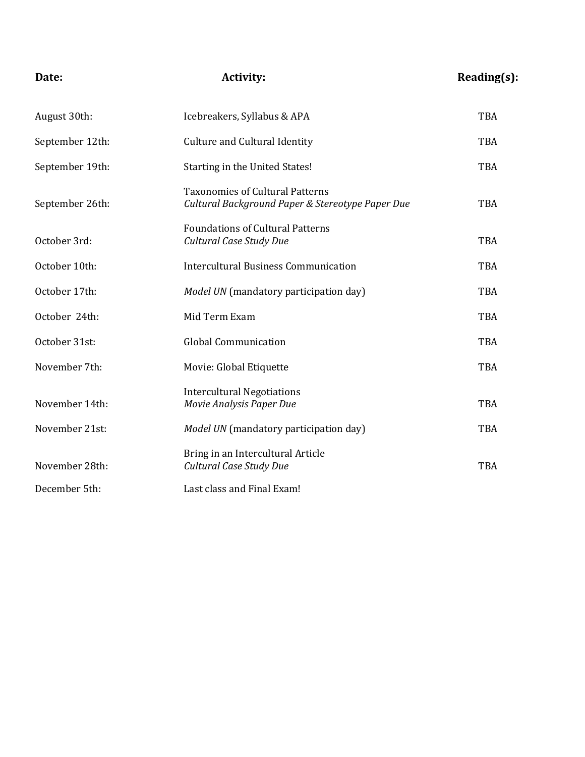| Date: | Activity: | Reading(s): |
|---|---|---|
| August 30th: | Icebreakers, Syllabus & APA | TBA |
| September 12th: | Culture and Cultural Identity | TBA |
| September 19th: | Starting in the United States! | TBA |
| September 26th: | Taxonomies of Cultural Patterns<br>*Cultural Background Paper & Stereotype Paper Due* | TBA |
| October 3rd: | Foundations of Cultural Patterns<br>*Cultural Case Study Due* | TBA |
| October 10th: | Intercultural Business Communication | TBA |
| October 17th: | *Model UN* (mandatory participation day) | TBA |
| October 24th: | Mid Term Exam | TBA |
| October 31st: | Global Communication | TBA |
| November 7th: | Movie: Global Etiquette | TBA |
| November 14th: | Intercultural Negotiations<br>*Movie Analysis Paper Due* | TBA |
| November 21st: | *Model UN* (mandatory participation day) | TBA |
| November 28th: | Bring in an Intercultural Article<br>*Cultural Case Study Due* | TBA |
| December 5th: | Last class and Final Exam! | |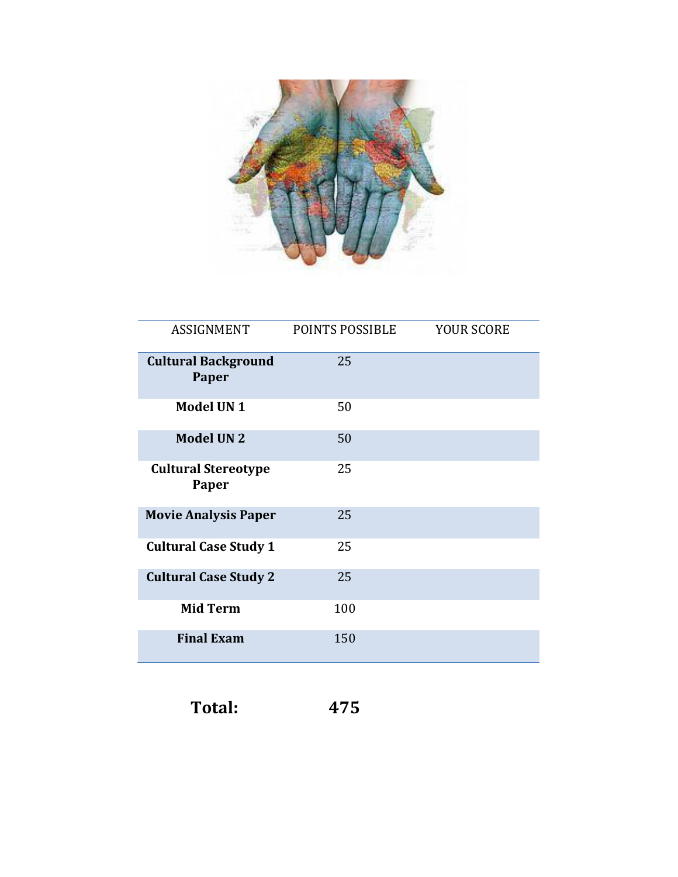| ASSIGNMENT | POINTS POSSIBLE | YOUR SCORE |
|---|---|---|
| **Cultural Background Paper** | 25 | |
| **Model UN 1** | 50 | |
| **Model UN 2** | 50 | |
| **Cultural Stereotype Paper** | 25 | |
| **Movie Analysis Paper** | 25 | |
| **Cultural Case Study 1** | 25 | |
| **Cultural Case Study 2** | 25 | |
| **Mid Term** | 100 | |
| **Final Exam** | 150 | |

**Total:** **475**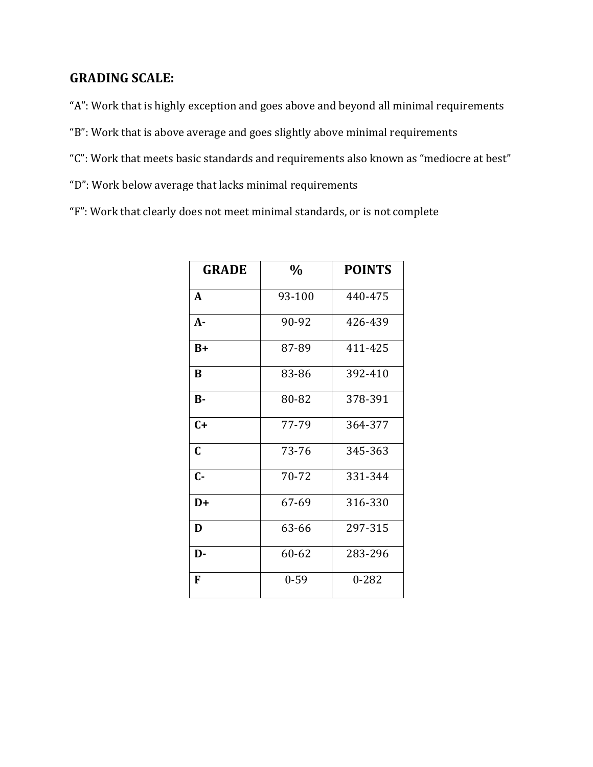## GRADING SCALE:

"A": Work that is highly exception and goes above and beyond all minimal requirements

"B": Work that is above average and goes slightly above minimal requirements

"C": Work that meets basic standards and requirements also known as "mediocre at best"

"D": Work below average that lacks minimal requirements

"F": Work that clearly does not meet minimal standards, or is not complete

| GRADE | % | POINTS |
| --- | --- | --- |
| **A** | 93-100 | 440-475 |
| **A-** | 90-92 | 426-439 |
| **B+** | 87-89 | 411-425 |
| **B** | 83-86 | 392-410 |
| **B-** | 80-82 | 378-391 |
| **C+** | 77-79 | 364-377 |
| **C** | 73-76 | 345-363 |
| **C-** | 70-72 | 331-344 |
| **D+** | 67-69 | 316-330 |
| **D** | 63-66 | 297-315 |
| **D-** | 60-62 | 283-296 |
| **F** | 0-59 | 0-282 |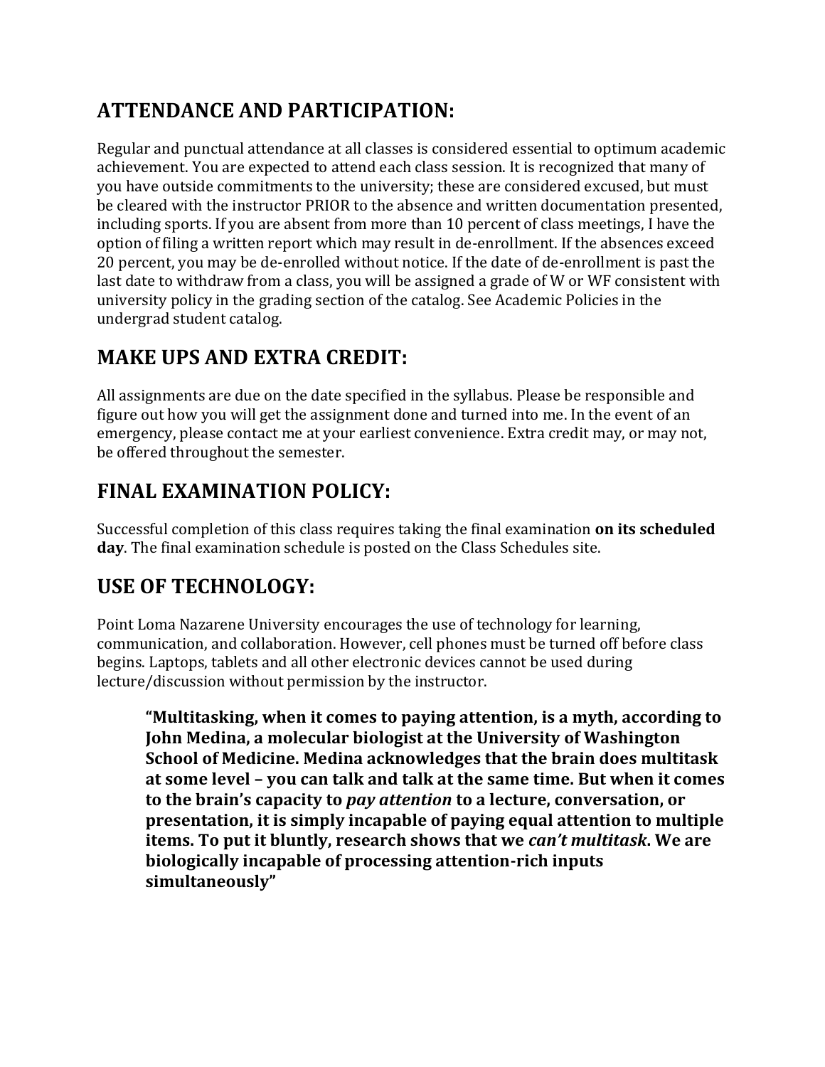## ATTENDANCE AND PARTICIPATION:

Regular and punctual attendance at all classes is considered essential to optimum academic achievement. You are expected to attend each class session. It is recognized that many of you have outside commitments to the university; these are considered excused, but must be cleared with the instructor PRIOR to the absence and written documentation presented, including sports. If you are absent from more than 10 percent of class meetings, I have the option of filing a written report which may result in de-enrollment. If the absences exceed 20 percent, you may be de-enrolled without notice. If the date of de-enrollment is past the last date to withdraw from a class, you will be assigned a grade of W or WF consistent with university policy in the grading section of the catalog. See Academic Policies in the undergrad student catalog.

## MAKE UPS AND EXTRA CREDIT:

All assignments are due on the date specified in the syllabus. Please be responsible and figure out how you will get the assignment done and turned into me. In the event of an emergency, please contact me at your earliest convenience. Extra credit may, or may not, be offered throughout the semester.

## FINAL EXAMINATION POLICY:

Successful completion of this class requires taking the final examination **on its scheduled day**. The final examination schedule is posted on the Class Schedules site.

## USE OF TECHNOLOGY:

Point Loma Nazarene University encourages the use of technology for learning, communication, and collaboration. However, cell phones must be turned off before class begins. Laptops, tablets and all other electronic devices cannot be used during lecture/discussion without permission by the instructor.

> **"Multitasking, when it comes to paying attention, is a myth, according to John Medina, a molecular biologist at the University of Washington School of Medicine. Medina acknowledges that the brain does multitask at some level – you can talk and talk at the same time. But when it comes to the brain's capacity to *pay attention* to a lecture, conversation, or presentation, it is simply incapable of paying equal attention to multiple items. To put it bluntly, research shows that we *can't multitask*. We are biologically incapable of processing attention-rich inputs simultaneously"**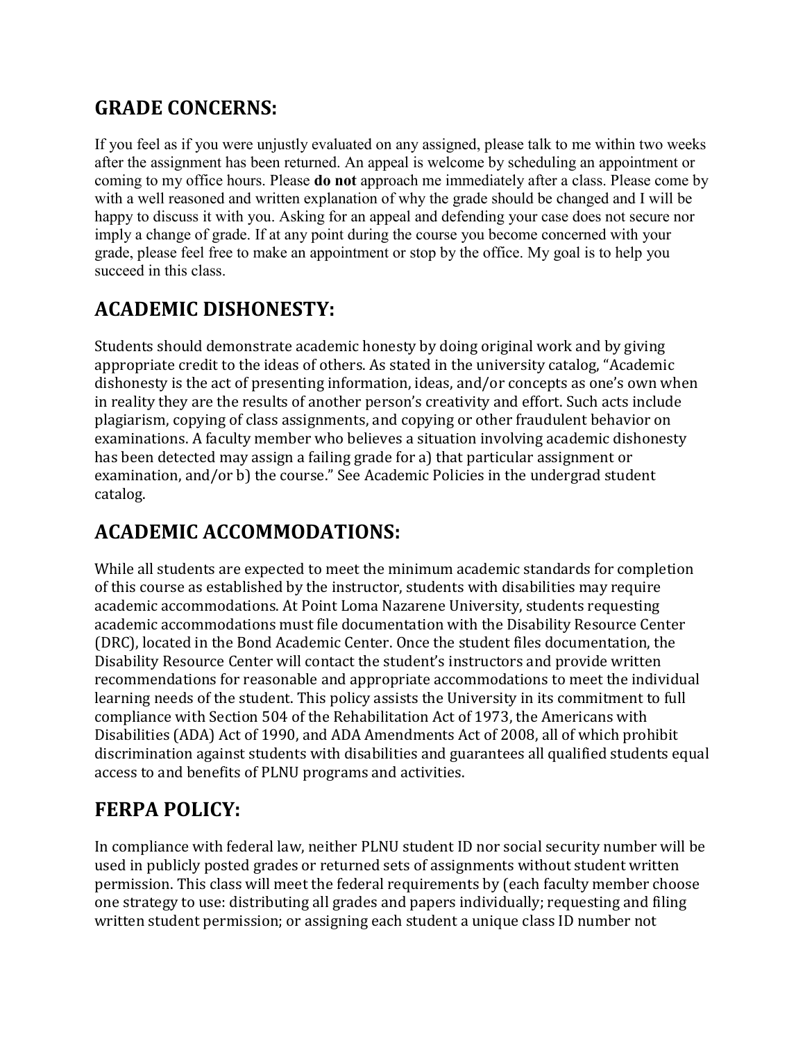## GRADE CONCERNS:

If you feel as if you were unjustly evaluated on any assigned, please talk to me within two weeks after the assignment has been returned. An appeal is welcome by scheduling an appointment or coming to my office hours. Please **do not** approach me immediately after a class. Please come by with a well reasoned and written explanation of why the grade should be changed and I will be happy to discuss it with you. Asking for an appeal and defending your case does not secure nor imply a change of grade. If at any point during the course you become concerned with your grade, please feel free to make an appointment or stop by the office. My goal is to help you succeed in this class.

## ACADEMIC DISHONESTY:

Students should demonstrate academic honesty by doing original work and by giving appropriate credit to the ideas of others. As stated in the university catalog, "Academic dishonesty is the act of presenting information, ideas, and/or concepts as one's own when in reality they are the results of another person's creativity and effort. Such acts include plagiarism, copying of class assignments, and copying or other fraudulent behavior on examinations. A faculty member who believes a situation involving academic dishonesty has been detected may assign a failing grade for a) that particular assignment or examination, and/or b) the course." See Academic Policies in the undergrad student catalog.

## ACADEMIC ACCOMMODATIONS:

While all students are expected to meet the minimum academic standards for completion of this course as established by the instructor, students with disabilities may require academic accommodations. At Point Loma Nazarene University, students requesting academic accommodations must file documentation with the Disability Resource Center (DRC), located in the Bond Academic Center. Once the student files documentation, the Disability Resource Center will contact the student's instructors and provide written recommendations for reasonable and appropriate accommodations to meet the individual learning needs of the student. This policy assists the University in its commitment to full compliance with Section 504 of the Rehabilitation Act of 1973, the Americans with Disabilities (ADA) Act of 1990, and ADA Amendments Act of 2008, all of which prohibit discrimination against students with disabilities and guarantees all qualified students equal access to and benefits of PLNU programs and activities.

## FERPA POLICY:

In compliance with federal law, neither PLNU student ID nor social security number will be used in publicly posted grades or returned sets of assignments without student written permission. This class will meet the federal requirements by (each faculty member choose one strategy to use: distributing all grades and papers individually; requesting and filing written student permission; or assigning each student a unique class ID number not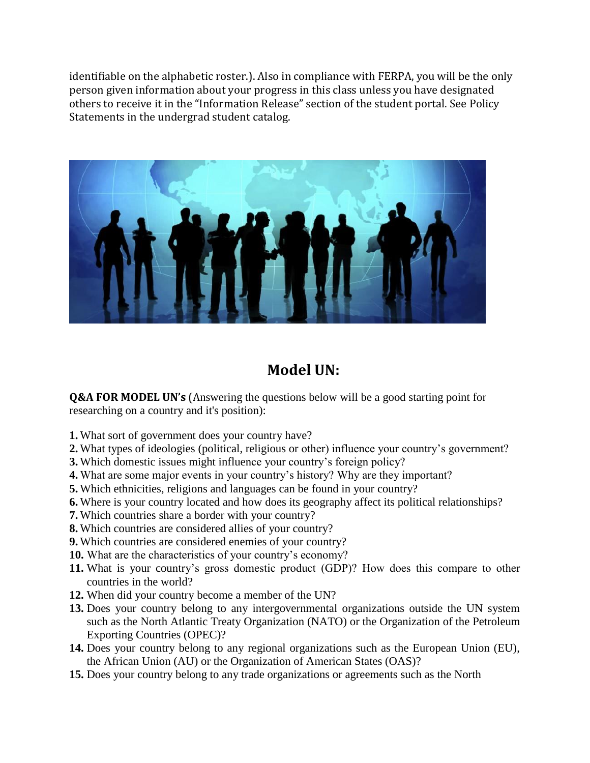identifiable on the alphabetic roster.). Also in compliance with FERPA, you will be the only person given information about your progress in this class unless you have designated others to receive it in the "Information Release" section of the student portal. See Policy Statements in the undergrad student catalog.

## Model UN:

**Q&A FOR MODEL UN's** (Answering the questions below will be a good starting point for researching on a country and it's position):

1. What sort of government does your country have?
2. What types of ideologies (political, religious or other) influence your country's government?
3. Which domestic issues might influence your country's foreign policy?
4. What are some major events in your country's history? Why are they important?
5. Which ethnicities, religions and languages can be found in your country?
6. Where is your country located and how does its geography affect its political relationships?
7. Which countries share a border with your country?
8. Which countries are considered allies of your country?
9. Which countries are considered enemies of your country?
10. What are the characteristics of your country's economy?
11. What is your country's gross domestic product (GDP)? How does this compare to other countries in the world?
12. When did your country become a member of the UN?
13. Does your country belong to any intergovernmental organizations outside the UN system such as the North Atlantic Treaty Organization (NATO) or the Organization of the Petroleum Exporting Countries (OPEC)?
14. Does your country belong to any regional organizations such as the European Union (EU), the African Union (AU) or the Organization of American States (OAS)?
15. Does your country belong to any trade organizations or agreements such as the North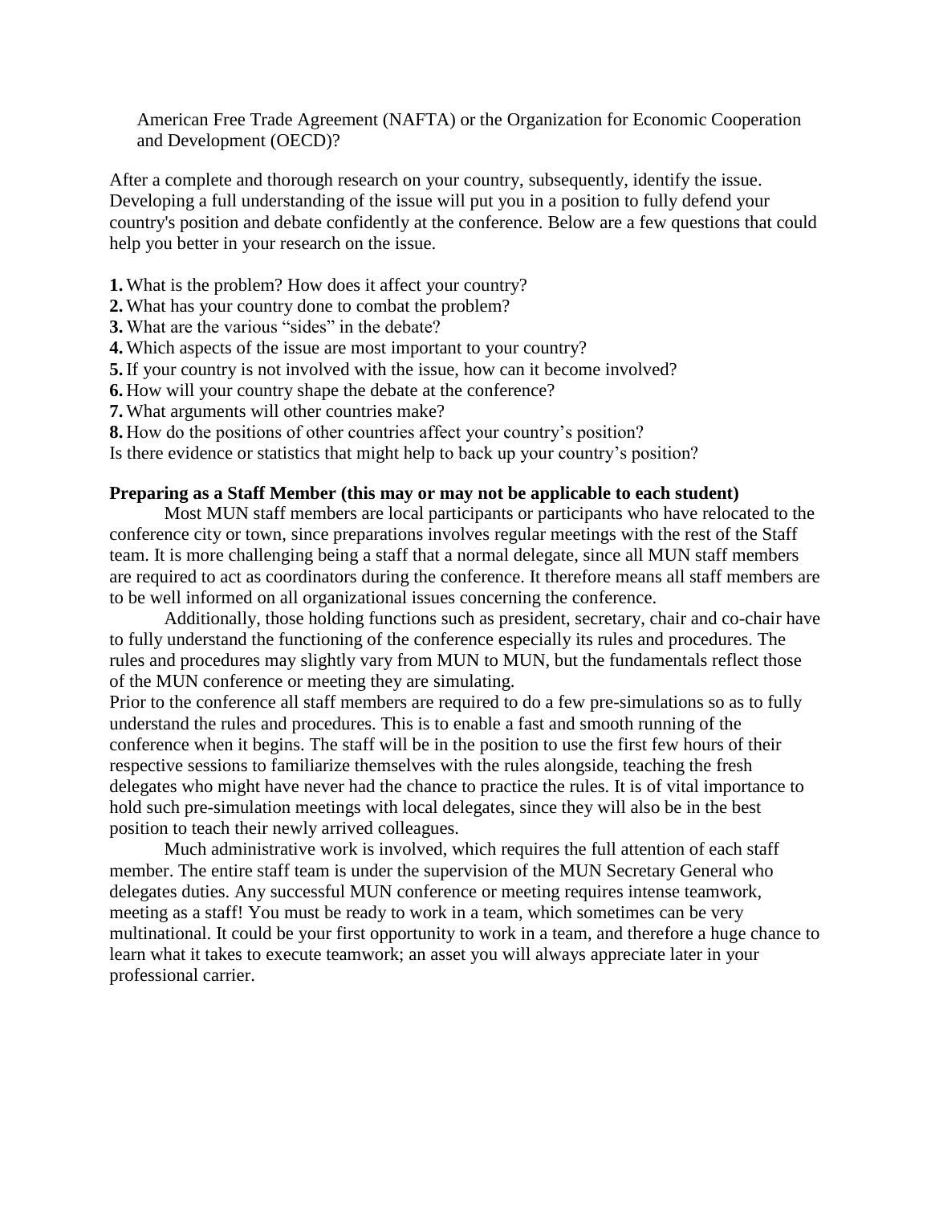American Free Trade Agreement (NAFTA) or the Organization for Economic Cooperation and Development (OECD)?

After a complete and thorough research on your country, subsequently, identify the issue. Developing a full understanding of the issue will put you in a position to fully defend your country's position and debate confidently at the conference. Below are a few questions that could help you better in your research on the issue.

**1.** What is the problem? How does it affect your country?
**2.** What has your country done to combat the problem?
**3.** What are the various “sides” in the debate?
**4.** Which aspects of the issue are most important to your country?
**5.** If your country is not involved with the issue, how can it become involved?
**6.** How will your country shape the debate at the conference?
**7.** What arguments will other countries make?
**8.** How do the positions of other countries affect your country’s position?
Is there evidence or statistics that might help to back up your country’s position?

**Preparing as a Staff Member (this may or may not be applicable to each student)**

Most MUN staff members are local participants or participants who have relocated to the conference city or town, since preparations involves regular meetings with the rest of the Staff team. It is more challenging being a staff that a normal delegate, since all MUN staff members are required to act as coordinators during the conference. It therefore means all staff members are to be well informed on all organizational issues concerning the conference.

Additionally, those holding functions such as president, secretary, chair and co-chair have to fully understand the functioning of the conference especially its rules and procedures. The rules and procedures may slightly vary from MUN to MUN, but the fundamentals reflect those of the MUN conference or meeting they are simulating.
Prior to the conference all staff members are required to do a few pre-simulations so as to fully understand the rules and procedures. This is to enable a fast and smooth running of the conference when it begins. The staff will be in the position to use the first few hours of their respective sessions to familiarize themselves with the rules alongside, teaching the fresh delegates who might have never had the chance to practice the rules. It is of vital importance to hold such pre-simulation meetings with local delegates, since they will also be in the best position to teach their newly arrived colleagues.

Much administrative work is involved, which requires the full attention of each staff member. The entire staff team is under the supervision of the MUN Secretary General who delegates duties. Any successful MUN conference or meeting requires intense teamwork, meeting as a staff! You must be ready to work in a team, which sometimes can be very multinational. It could be your first opportunity to work in a team, and therefore a huge chance to learn what it takes to execute teamwork; an asset you will always appreciate later in your professional carrier.